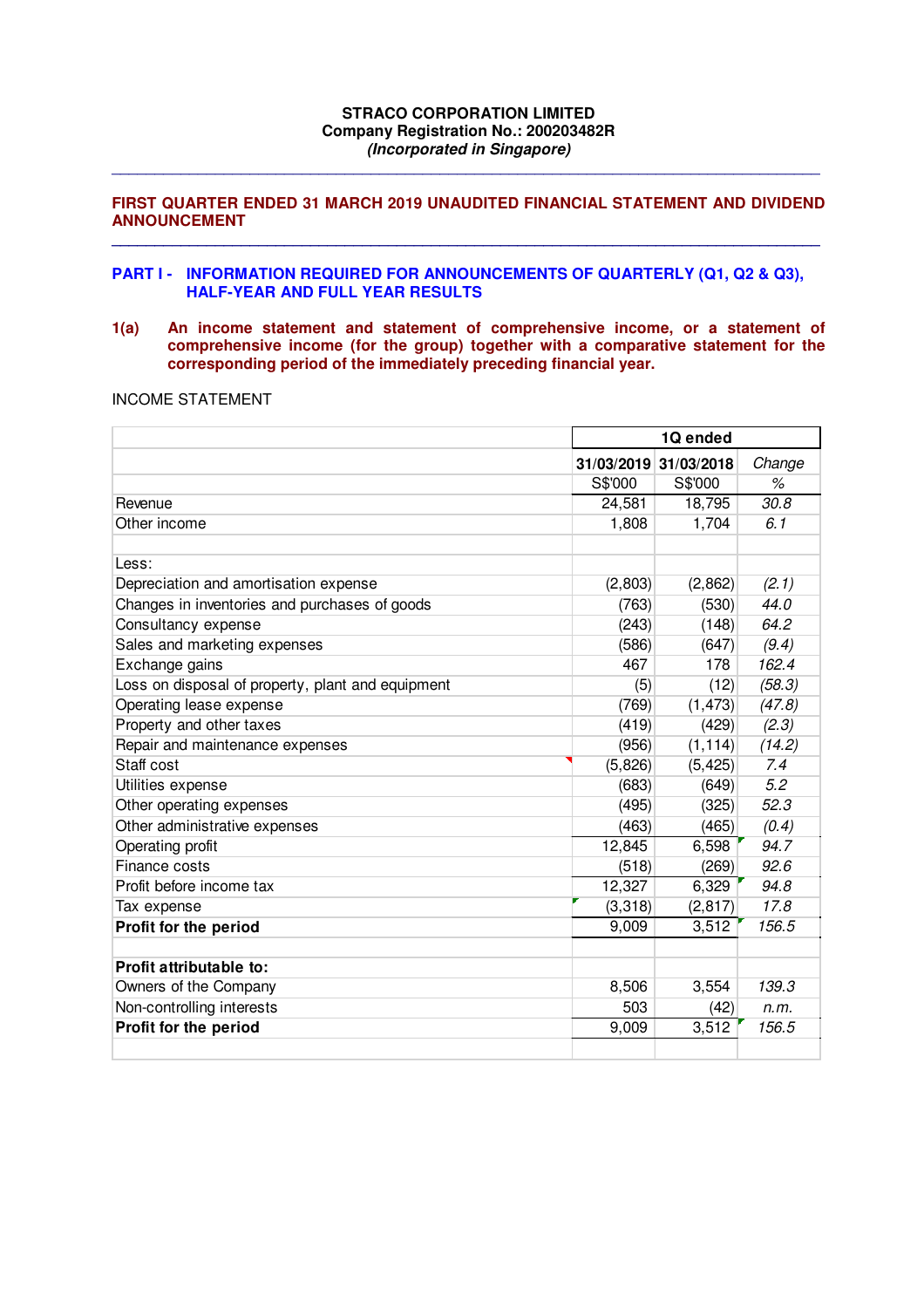**STRACO CORPORATION LIMITED**
**Company Registration No.: 200203482R**
***(Incorporated in Singapore)***

## FIRST QUARTER ENDED 31 MARCH 2019 UNAUDITED FINANCIAL STATEMENT AND DIVIDEND ANNOUNCEMENT

## PART I - INFORMATION REQUIRED FOR ANNOUNCEMENTS OF QUARTERLY (Q1, Q2 & Q3), HALF-YEAR AND FULL YEAR RESULTS

**1(a) An income statement and statement of comprehensive income, or a statement of comprehensive income (for the group) together with a comparative statement for the corresponding period of the immediately preceding financial year.**

INCOME STATEMENT

| | 1Q ended | | |
|---|---|---|---|
| | 31/03/2019 | 31/03/2018 | *Change* |
| | S$'000 | S$'000 | *%* |
| Revenue | 24,581 | 18,795 | *30.8* |
| Other income | 1,808 | 1,704 | *6.1* |
| | | | |
| Less: | | | |
| Depreciation and amortisation expense | (2,803) | (2,862) | *(2.1)* |
| Changes in inventories and purchases of goods | (763) | (530) | *44.0* |
| Consultancy expense | (243) | (148) | *64.2* |
| Sales and marketing expenses | (586) | (647) | *(9.4)* |
| Exchange gains | 467 | 178 | *162.4* |
| Loss on disposal of property, plant and equipment | (5) | (12) | *(58.3)* |
| Operating lease expense | (769) | (1,473) | *(47.8)* |
| Property and other taxes | (419) | (429) | *(2.3)* |
| Repair and maintenance expenses | (956) | (1,114) | *(14.2)* |
| Staff cost | (5,826) | (5,425) | *7.4* |
| Utilities expense | (683) | (649) | *5.2* |
| Other operating expenses | (495) | (325) | *52.3* |
| Other administrative expenses | (463) | (465) | *(0.4)* |
| Operating profit | 12,845 | 6,598 | *94.7* |
| Finance costs | (518) | (269) | *92.6* |
| Profit before income tax | 12,327 | 6,329 | *94.8* |
| Tax expense | (3,318) | (2,817) | *17.8* |
| **Profit for the period** | 9,009 | 3,512 | *156.5* |
| | | | |
| **Profit attributable to:** | | | |
| Owners of the Company | 8,506 | 3,554 | *139.3* |
| Non-controlling interests | 503 | (42) | *n.m.* |
| **Profit for the period** | 9,009 | 3,512 | *156.5* |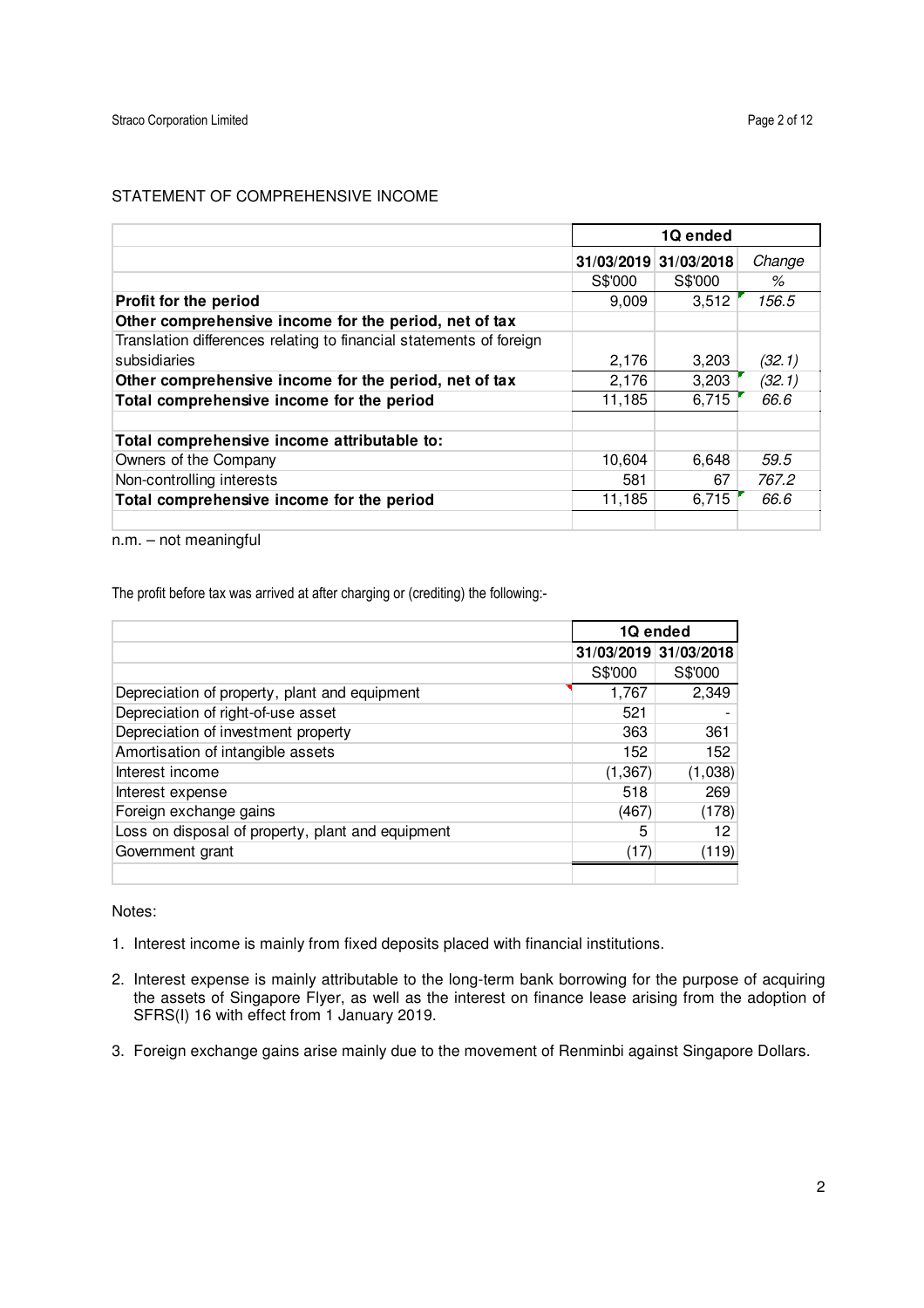STATEMENT OF COMPREHENSIVE INCOME

| | 1Q ended | | |
|---|---|---|---|
| | 31/03/2019 | 31/03/2018 | *Change* |
| | S$'000 | S$'000 | *%* |
| **Profit for the period** | 9,009 | 3,512 | *156.5* |
| **Other comprehensive income for the period, net of tax** | | | |
| Translation differences relating to financial statements of foreign subsidiaries | 2,176 | 3,203 | *(32.1)* |
| **Other comprehensive income for the period, net of tax** | 2,176 | 3,203 | *(32.1)* |
| **Total comprehensive income for the period** | 11,185 | 6,715 | *66.6* |
| | | | |
| **Total comprehensive income attributable to:** | | | |
| Owners of the Company | 10,604 | 6,648 | *59.5* |
| Non-controlling interests | 581 | 67 | *767.2* |
| **Total comprehensive income for the period** | 11,185 | 6,715 | *66.6* |

n.m. – not meaningful

The profit before tax was arrived at after charging or (crediting) the following:-

| | 1Q ended | |
|---|---|---|
| | 31/03/2019 | 31/03/2018 |
| | S$'000 | S$'000 |
| Depreciation of property, plant and equipment | 1,767 | 2,349 |
| Depreciation of right-of-use asset | 521 | - |
| Depreciation of investment property | 363 | 361 |
| Amortisation of intangible assets | 152 | 152 |
| Interest income | (1,367) | (1,038) |
| Interest expense | 518 | 269 |
| Foreign exchange gains | (467) | (178) |
| Loss on disposal of property, plant and equipment | 5 | 12 |
| Government grant | (17) | (119) |

Notes:

1. Interest income is mainly from fixed deposits placed with financial institutions.
2. Interest expense is mainly attributable to the long-term bank borrowing for the purpose of acquiring the assets of Singapore Flyer, as well as the interest on finance lease arising from the adoption of SFRS(I) 16 with effect from 1 January 2019.
3. Foreign exchange gains arise mainly due to the movement of Renminbi against Singapore Dollars.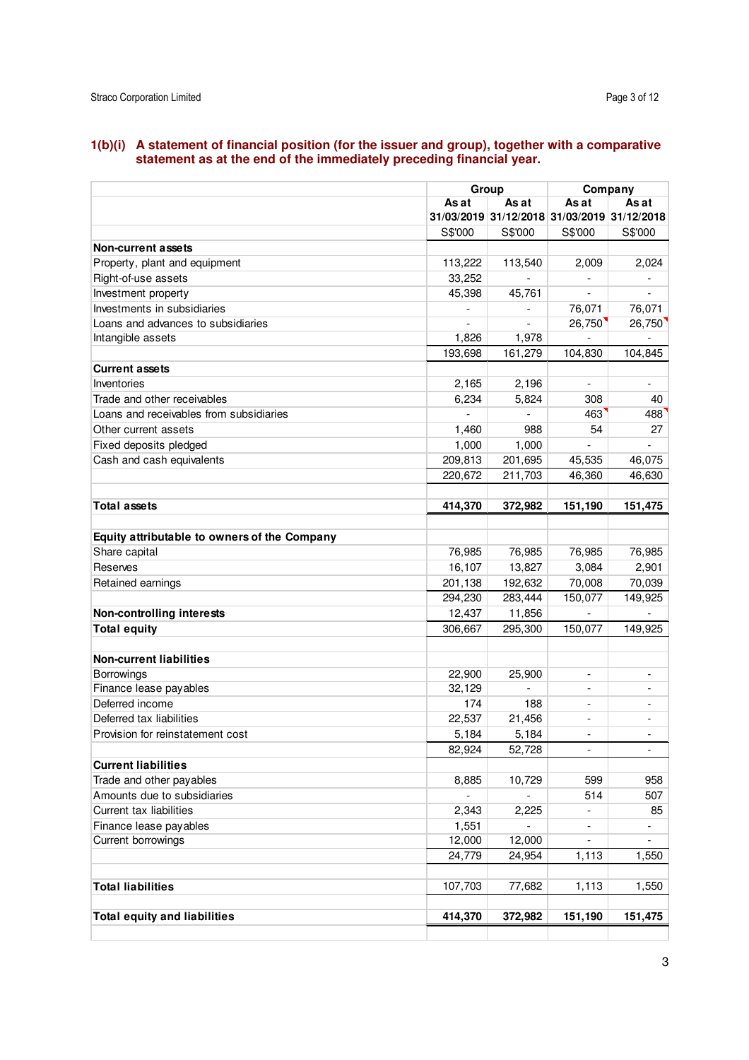## 1(b)(i) A statement of financial position (for the issuer and group), together with a comparative statement as at the end of the immediately preceding financial year.

| | Group | | Company | |
|---|---|---|---|---|
| | As at 31/03/2019 | As at 31/12/2018 | As at 31/03/2019 | As at 31/12/2018 |
| | S$'000 | S$'000 | S$'000 | S$'000 |
| **Non-current assets** | | | | |
| Property, plant and equipment | 113,222 | 113,540 | 2,009 | 2,024 |
| Right-of-use assets | 33,252 | - | - | - |
| Investment property | 45,398 | 45,761 | - | - |
| Investments in subsidiaries | - | - | 76,071 | 76,071 |
| Loans and advances to subsidiaries | - | - | 26,750 | 26,750 |
| Intangible assets | 1,826 | 1,978 | - | - |
| | 193,698 | 161,279 | 104,830 | 104,845 |
| **Current assets** | | | | |
| Inventories | 2,165 | 2,196 | - | - |
| Trade and other receivables | 6,234 | 5,824 | 308 | 40 |
| Loans and receivables from subsidiaries | - | - | 463 | 488 |
| Other current assets | 1,460 | 988 | 54 | 27 |
| Fixed deposits pledged | 1,000 | 1,000 | - | - |
| Cash and cash equivalents | 209,813 | 201,695 | 45,535 | 46,075 |
| | 220,672 | 211,703 | 46,360 | 46,630 |
| | | | | |
| **Total assets** | **414,370** | **372,982** | **151,190** | **151,475** |
| | | | | |
| **Equity attributable to owners of the Company** | | | | |
| Share capital | 76,985 | 76,985 | 76,985 | 76,985 |
| Reserves | 16,107 | 13,827 | 3,084 | 2,901 |
| Retained earnings | 201,138 | 192,632 | 70,008 | 70,039 |
| | 294,230 | 283,444 | 150,077 | 149,925 |
| **Non-controlling interests** | 12,437 | 11,856 | - | - |
| **Total equity** | 306,667 | 295,300 | 150,077 | 149,925 |
| | | | | |
| **Non-current liabilities** | | | | |
| Borrowings | 22,900 | 25,900 | - | - |
| Finance lease payables | 32,129 | - | - | - |
| Deferred income | 174 | 188 | - | - |
| Deferred tax liabilities | 22,537 | 21,456 | - | - |
| Provision for reinstatement cost | 5,184 | 5,184 | - | - |
| | 82,924 | 52,728 | - | - |
| **Current liabilities** | | | | |
| Trade and other payables | 8,885 | 10,729 | 599 | 958 |
| Amounts due to subsidiaries | - | - | 514 | 507 |
| Current tax liabilities | 2,343 | 2,225 | - | 85 |
| Finance lease payables | 1,551 | - | - | - |
| Current borrowings | 12,000 | 12,000 | - | - |
| | 24,779 | 24,954 | 1,113 | 1,550 |
| | | | | |
| **Total liabilities** | 107,703 | 77,682 | 1,113 | 1,550 |
| | | | | |
| **Total equity and liabilities** | **414,370** | **372,982** | **151,190** | **151,475** |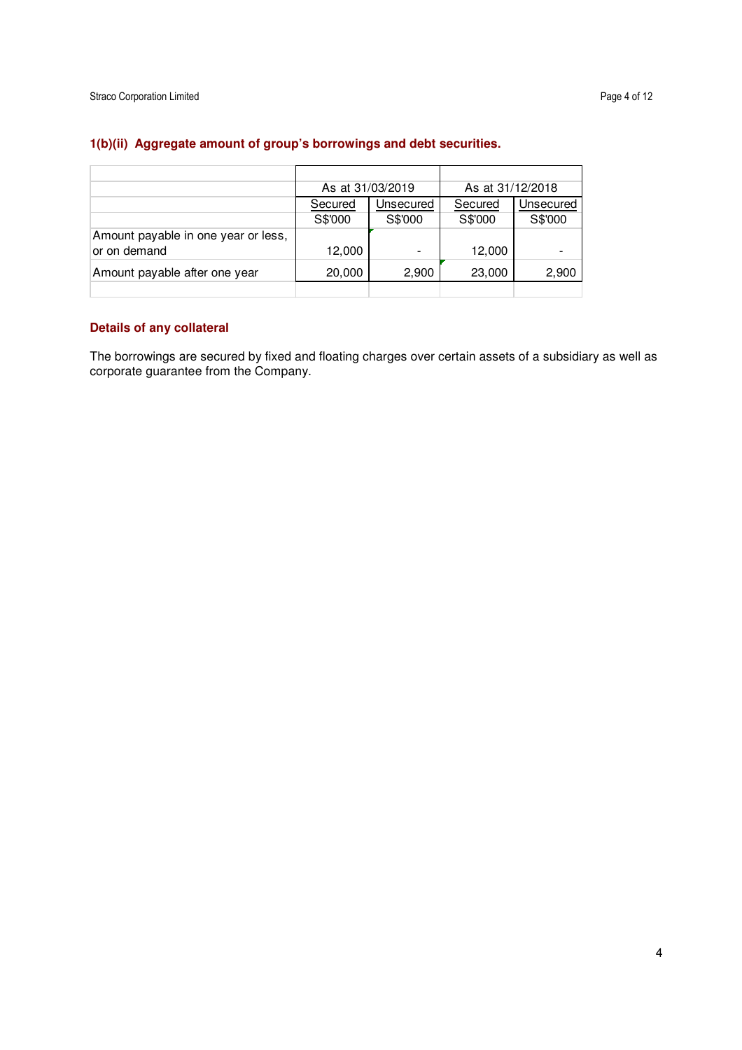### 1(b)(ii) Aggregate amount of group's borrowings and debt securities.

| | As at 31/03/2019 | | As at 31/12/2018 | |
|---|---|---|---|---|
| | Secured | Unsecured | Secured | Unsecured |
| | S$'000 | S$'000 | S$'000 | S$'000 |
| Amount payable in one year or less, or on demand | 12,000 | - | 12,000 | - |
| Amount payable after one year | 20,000 | 2,900 | 23,000 | 2,900 |

### Details of any collateral

The borrowings are secured by fixed and floating charges over certain assets of a subsidiary as well as corporate guarantee from the Company.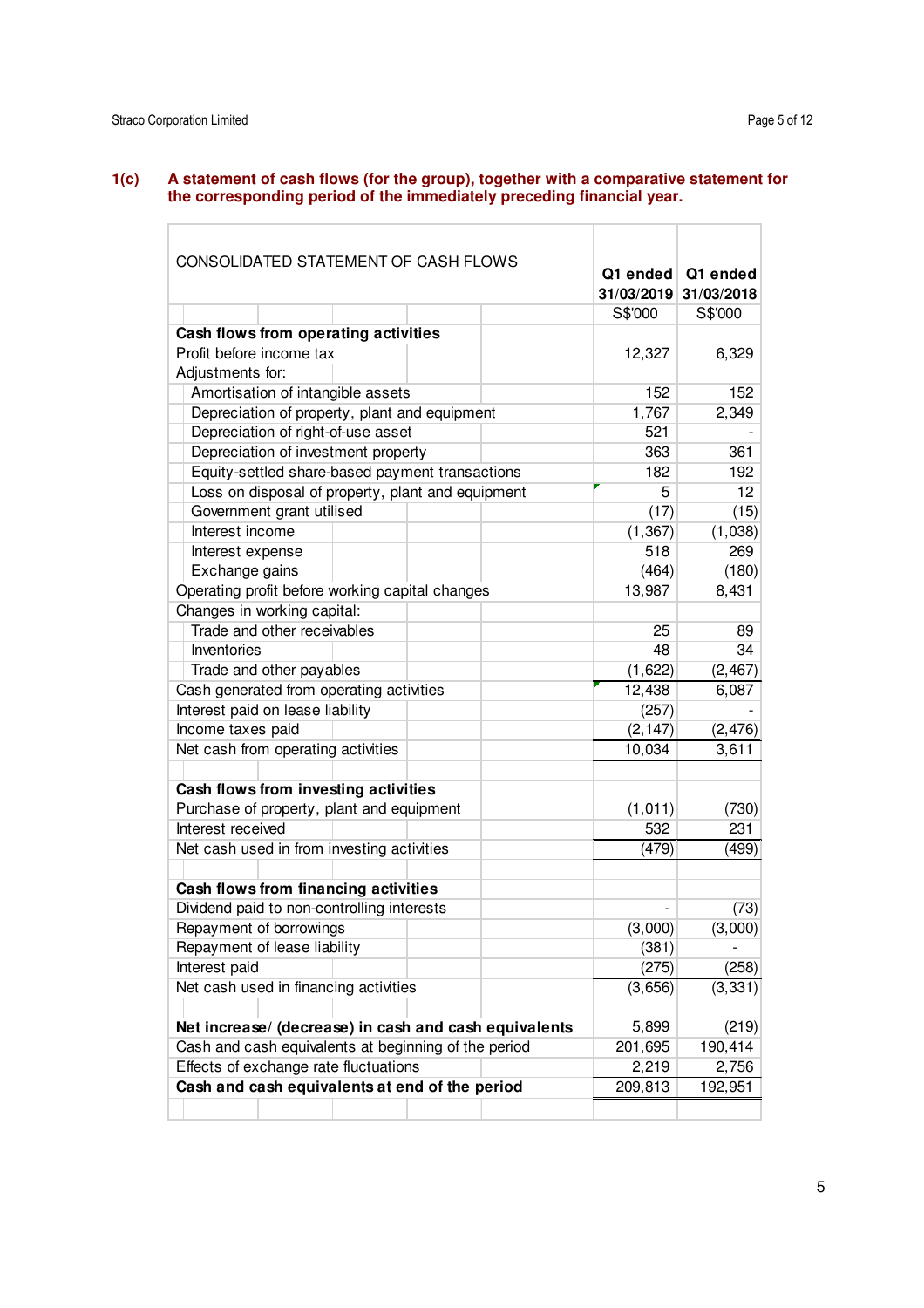## 1(c) A statement of cash flows (for the group), together with a comparative statement for the corresponding period of the immediately preceding financial year.

| CONSOLIDATED STATEMENT OF CASH FLOWS | Q1 ended 31/03/2019 | Q1 ended 31/03/2018 |
|---|---|---|
| | S$'000 | S$'000 |
| **Cash flows from operating activities** | | |
| Profit before income tax | 12,327 | 6,329 |
| Adjustments for: | | |
| Amortisation of intangible assets | 152 | 152 |
| Depreciation of property, plant and equipment | 1,767 | 2,349 |
| Depreciation of right-of-use asset | 521 | - |
| Depreciation of investment property | 363 | 361 |
| Equity-settled share-based payment transactions | 182 | 192 |
| Loss on disposal of property, plant and equipment | 5 | 12 |
| Government grant utilised | (17) | (15) |
| Interest income | (1,367) | (1,038) |
| Interest expense | 518 | 269 |
| Exchange gains | (464) | (180) |
| Operating profit before working capital changes | 13,987 | 8,431 |
| Changes in working capital: | | |
| Trade and other receivables | 25 | 89 |
| Inventories | 48 | 34 |
| Trade and other payables | (1,622) | (2,467) |
| Cash generated from operating activities | 12,438 | 6,087 |
| Interest paid on lease liability | (257) | - |
| Income taxes paid | (2,147) | (2,476) |
| Net cash from operating activities | 10,034 | 3,611 |
| | | |
| **Cash flows from investing activities** | | |
| Purchase of property, plant and equipment | (1,011) | (730) |
| Interest received | 532 | 231 |
| Net cash used in from investing activities | (479) | (499) |
| | | |
| **Cash flows from financing activities** | | |
| Dividend paid to non-controlling interests | - | (73) |
| Repayment of borrowings | (3,000) | (3,000) |
| Repayment of lease liability | (381) | - |
| Interest paid | (275) | (258) |
| Net cash used in financing activities | (3,656) | (3,331) |
| | | |
| **Net increase/ (decrease) in cash and cash equivalents** | 5,899 | (219) |
| Cash and cash equivalents at beginning of the period | 201,695 | 190,414 |
| Effects of exchange rate fluctuations | 2,219 | 2,756 |
| **Cash and cash equivalents at end of the period** | 209,813 | 192,951 |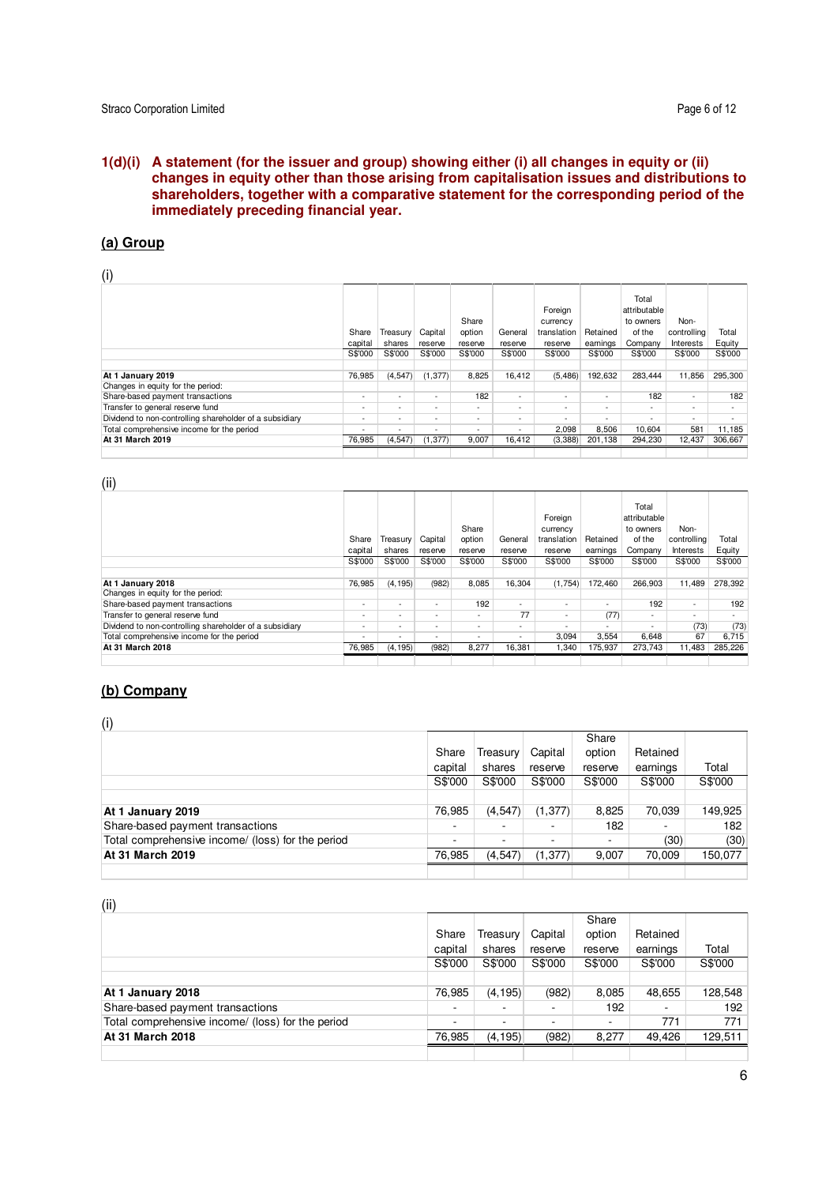## 1(d)(i) A statement (for the issuer and group) showing either (i) all changes in equity or (ii) changes in equity other than those arising from capitalisation issues and distributions to shareholders, together with a comparative statement for the corresponding period of the immediately preceding financial year.

### (a) Group

(i)

| | Share capital | Treasury shares | Capital reserve | Share option reserve | General reserve | Foreign currency translation reserve | Retained earnings | Total attributable to owners of the Company | Non-controlling Interests | Total Equity |
|---|---|---|---|---|---|---|---|---|---|---|
| | S$'000 | S$'000 | S$'000 | S$'000 | S$'000 | S$'000 | S$'000 | S$'000 | S$'000 | S$'000 |
| **At 1 January 2019** | 76,985 | (4,547) | (1,377) | 8,825 | 16,412 | (5,486) | 192,632 | 283,444 | 11,856 | 295,300 |
| Changes in equity for the period: | | | | | | | | | | |
| Share-based payment transactions | - | - | - | 182 | - | - | - | 182 | - | 182 |
| Transfer to general reserve fund | - | - | - | - | - | - | - | - | - | - |
| Dividend to non-controlling shareholder of a subsidiary | - | - | - | - | - | - | - | - | - | - |
| Total comprehensive income for the period | - | - | - | - | - | 2,098 | 8,506 | 10,604 | 581 | 11,185 |
| **At 31 March 2019** | 76,985 | (4,547) | (1,377) | 9,007 | 16,412 | (3,388) | 201,138 | 294,230 | 12,437 | 306,667 |

(ii)

| | Share capital | Treasury shares | Capital reserve | Share option reserve | General reserve | Foreign currency translation reserve | Retained earnings | Total attributable to owners of the Company | Non-controlling Interests | Total Equity |
|---|---|---|---|---|---|---|---|---|---|---|
| | S$'000 | S$'000 | S$'000 | S$'000 | S$'000 | S$'000 | S$'000 | S$'000 | S$'000 | S$'000 |
| **At 1 January 2018** | 76,985 | (4,195) | (982) | 8,085 | 16,304 | (1,754) | 172,460 | 266,903 | 11,489 | 278,392 |
| Changes in equity for the period: | | | | | | | | | | |
| Share-based payment transactions | - | - | - | 192 | - | - | - | 192 | - | 192 |
| Transfer to general reserve fund | - | - | - | - | 77 | - | (77) | - | - | - |
| Dividend to non-controlling shareholder of a subsidiary | - | - | - | - | - | - | - | - | (73) | (73) |
| Total comprehensive income for the period | - | - | - | - | - | 3,094 | 3,554 | 6,648 | 67 | 6,715 |
| **At 31 March 2018** | 76,985 | (4,195) | (982) | 8,277 | 16,381 | 1,340 | 175,937 | 273,743 | 11,483 | 285,226 |

### (b) Company

(i)

| | Share capital | Treasury shares | Capital reserve | Share option reserve | Retained earnings | Total |
|---|---|---|---|---|---|---|
| | S$'000 | S$'000 | S$'000 | S$'000 | S$'000 | S$'000 |
| **At 1 January 2019** | 76,985 | (4,547) | (1,377) | 8,825 | 70,039 | 149,925 |
| Share-based payment transactions | - | - | - | 182 | - | 182 |
| Total comprehensive income/ (loss) for the period | - | - | - | - | (30) | (30) |
| **At 31 March 2019** | 76,985 | (4,547) | (1,377) | 9,007 | 70,009 | 150,077 |

(ii)

| | Share capital | Treasury shares | Capital reserve | Share option reserve | Retained earnings | Total |
|---|---|---|---|---|---|---|
| | S$'000 | S$'000 | S$'000 | S$'000 | S$'000 | S$'000 |
| **At 1 January 2018** | 76,985 | (4,195) | (982) | 8,085 | 48,655 | 128,548 |
| Share-based payment transactions | - | - | - | 192 | - | 192 |
| Total comprehensive income/ (loss) for the period | - | - | - | - | 771 | 771 |
| **At 31 March 2018** | 76,985 | (4,195) | (982) | 8,277 | 49,426 | 129,511 |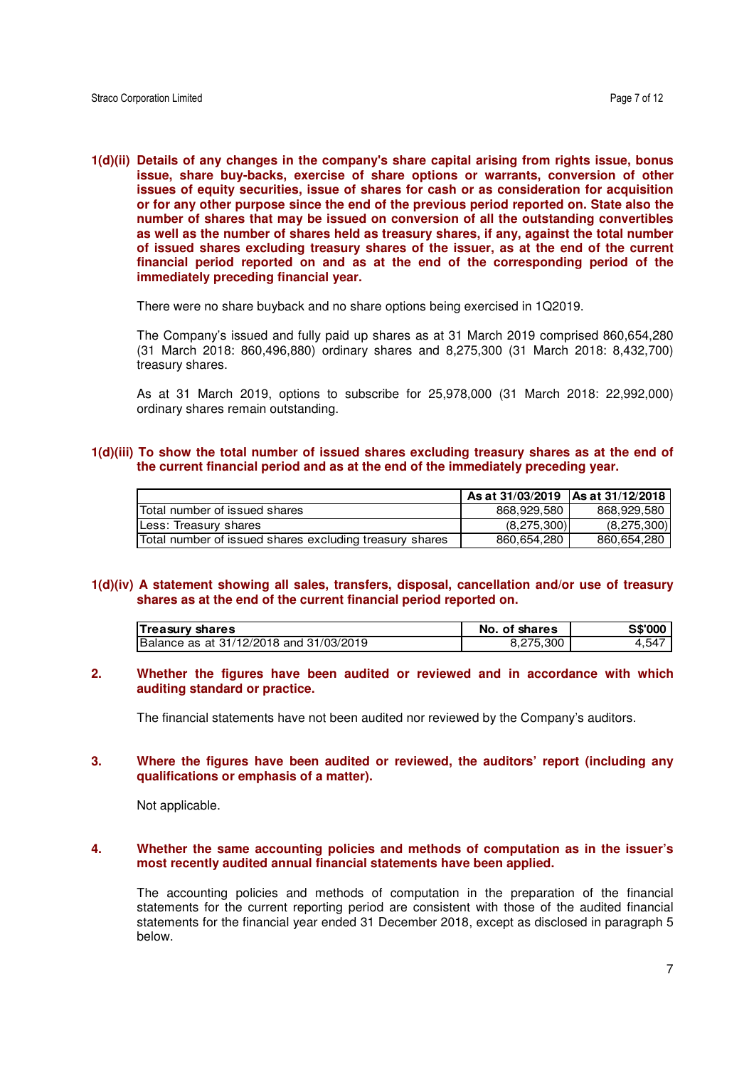**1(d)(ii) Details of any changes in the company's share capital arising from rights issue, bonus issue, share buy-backs, exercise of share options or warrants, conversion of other issues of equity securities, issue of shares for cash or as consideration for acquisition or for any other purpose since the end of the previous period reported on. State also the number of shares that may be issued on conversion of all the outstanding convertibles as well as the number of shares held as treasury shares, if any, against the total number of issued shares excluding treasury shares of the issuer, as at the end of the current financial period reported on and as at the end of the corresponding period of the immediately preceding financial year.**

There were no share buyback and no share options being exercised in 1Q2019.

The Company's issued and fully paid up shares as at 31 March 2019 comprised 860,654,280 (31 March 2018: 860,496,880) ordinary shares and 8,275,300 (31 March 2018: 8,432,700) treasury shares.

As at 31 March 2019, options to subscribe for 25,978,000 (31 March 2018: 22,992,000) ordinary shares remain outstanding.

**1(d)(iii) To show the total number of issued shares excluding treasury shares as at the end of the current financial period and as at the end of the immediately preceding year.**

| | As at 31/03/2019 | As at 31/12/2018 |
|---|---|---|
| Total number of issued shares | 868,929,580 | 868,929,580 |
| Less: Treasury shares | (8,275,300) | (8,275,300) |
| Total number of issued shares excluding treasury shares | 860,654,280 | 860,654,280 |

**1(d)(iv) A statement showing all sales, transfers, disposal, cancellation and/or use of treasury shares as at the end of the current financial period reported on.**

| Treasury shares | No. of shares | S$'000 |
|---|---|---|
| Balance as at 31/12/2018 and 31/03/2019 | 8,275,300 | 4,547 |

**2. Whether the figures have been audited or reviewed and in accordance with which auditing standard or practice.**

The financial statements have not been audited nor reviewed by the Company's auditors.

**3. Where the figures have been audited or reviewed, the auditors' report (including any qualifications or emphasis of a matter).**

Not applicable.

**4. Whether the same accounting policies and methods of computation as in the issuer's most recently audited annual financial statements have been applied.**

The accounting policies and methods of computation in the preparation of the financial statements for the current reporting period are consistent with those of the audited financial statements for the financial year ended 31 December 2018, except as disclosed in paragraph 5 below.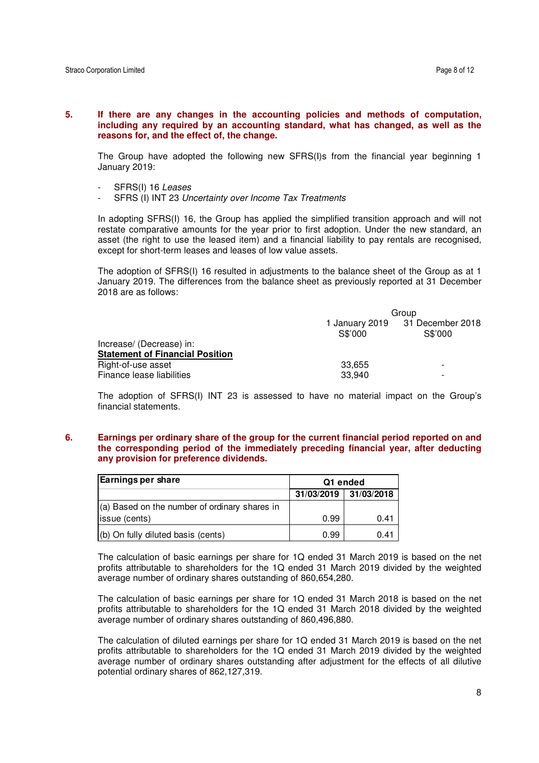**5. If there are any changes in the accounting policies and methods of computation, including any required by an accounting standard, what has changed, as well as the reasons for, and the effect of, the change.**

The Group have adopted the following new SFRS(I)s from the financial year beginning 1 January 2019:

- SFRS(I) 16 *Leases*
- SFRS (I) INT 23 *Uncertainty over Income Tax Treatments*

In adopting SFRS(I) 16, the Group has applied the simplified transition approach and will not restate comparative amounts for the year prior to first adoption. Under the new standard, an asset (the right to use the leased item) and a financial liability to pay rentals are recognised, except for short-term leases and leases of low value assets.

The adoption of SFRS(I) 16 resulted in adjustments to the balance sheet of the Group as at 1 January 2019. The differences from the balance sheet as previously reported at 31 December 2018 are as follows:

| | Group | |
|---|---|---|
| | 1 January 2019<br>S$'000 | 31 December 2018<br>S$'000 |
| Increase/ (Decrease) in: | | |
| **Statement of Financial Position** | | |
| Right-of-use asset | 33,655 | - |
| Finance lease liabilities | 33,940 | - |

The adoption of SFRS(I) INT 23 is assessed to have no material impact on the Group's financial statements.

**6. Earnings per ordinary share of the group for the current financial period reported on and the corresponding period of the immediately preceding financial year, after deducting any provision for preference dividends.**

| **Earnings per share** | **Q1 ended** | |
|---|---|---|
| | **31/03/2019** | **31/03/2018** |
| (a) Based on the number of ordinary shares in issue (cents) | 0.99 | 0.41 |
| (b) On fully diluted basis (cents) | 0.99 | 0.41 |

The calculation of basic earnings per share for 1Q ended 31 March 2019 is based on the net profits attributable to shareholders for the 1Q ended 31 March 2019 divided by the weighted average number of ordinary shares outstanding of 860,654,280.

The calculation of basic earnings per share for 1Q ended 31 March 2018 is based on the net profits attributable to shareholders for the 1Q ended 31 March 2018 divided by the weighted average number of ordinary shares outstanding of 860,496,880.

The calculation of diluted earnings per share for 1Q ended 31 March 2019 is based on the net profits attributable to shareholders for the 1Q ended 31 March 2019 divided by the weighted average number of ordinary shares outstanding after adjustment for the effects of all dilutive potential ordinary shares of 862,127,319.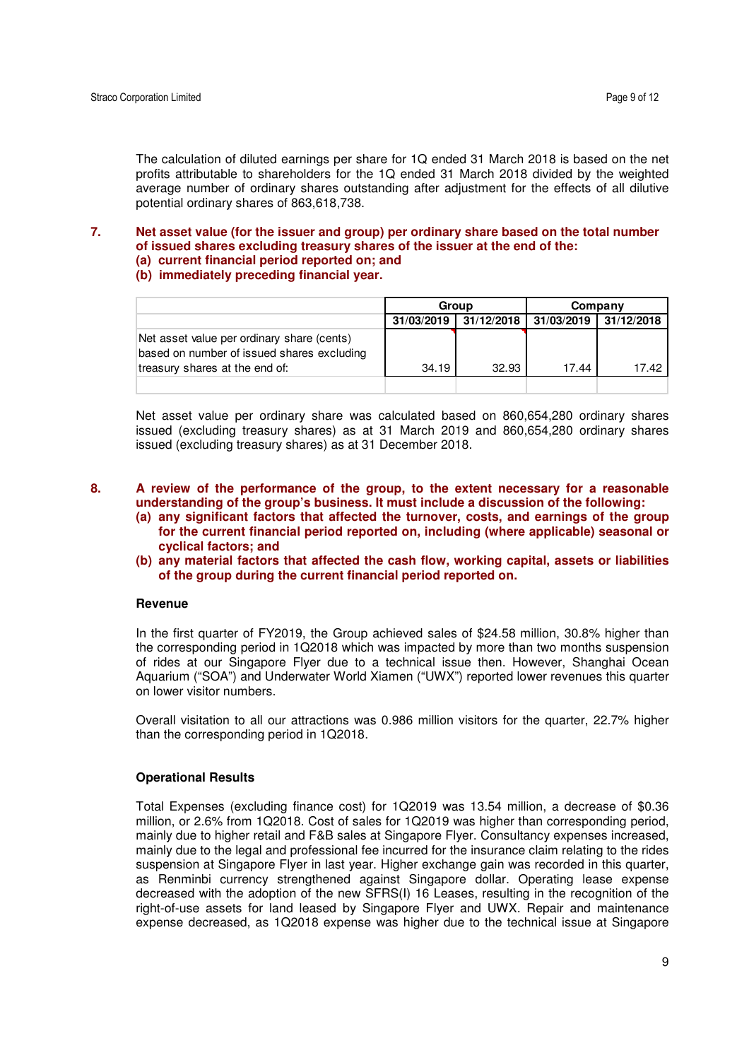The calculation of diluted earnings per share for 1Q ended 31 March 2018 is based on the net profits attributable to shareholders for the 1Q ended 31 March 2018 divided by the weighted average number of ordinary shares outstanding after adjustment for the effects of all dilutive potential ordinary shares of 863,618,738.

**7. Net asset value (for the issuer and group) per ordinary share based on the total number of issued shares excluding treasury shares of the issuer at the end of the:**
**(a) current financial period reported on; and**
**(b) immediately preceding financial year.**

| | Group | | Company | |
|---|---|---|---|---|
| | 31/03/2019 | 31/12/2018 | 31/03/2019 | 31/12/2018 |
| Net asset value per ordinary share (cents) based on number of issued shares excluding treasury shares at the end of: | 34.19 | 32.93 | 17.44 | 17.42 |

Net asset value per ordinary share was calculated based on 860,654,280 ordinary shares issued (excluding treasury shares) as at 31 March 2019 and 860,654,280 ordinary shares issued (excluding treasury shares) as at 31 December 2018.

**8. A review of the performance of the group, to the extent necessary for a reasonable understanding of the group's business. It must include a discussion of the following:**
**(a) any significant factors that affected the turnover, costs, and earnings of the group for the current financial period reported on, including (where applicable) seasonal or cyclical factors; and**
**(b) any material factors that affected the cash flow, working capital, assets or liabilities of the group during the current financial period reported on.**

**Revenue**

In the first quarter of FY2019, the Group achieved sales of $24.58 million, 30.8% higher than the corresponding period in 1Q2018 which was impacted by more than two months suspension of rides at our Singapore Flyer due to a technical issue then. However, Shanghai Ocean Aquarium ("SOA") and Underwater World Xiamen ("UWX") reported lower revenues this quarter on lower visitor numbers.

Overall visitation to all our attractions was 0.986 million visitors for the quarter, 22.7% higher than the corresponding period in 1Q2018.

**Operational Results**

Total Expenses (excluding finance cost) for 1Q2019 was 13.54 million, a decrease of $0.36 million, or 2.6% from 1Q2018. Cost of sales for 1Q2019 was higher than corresponding period, mainly due to higher retail and F&B sales at Singapore Flyer. Consultancy expenses increased, mainly due to the legal and professional fee incurred for the insurance claim relating to the rides suspension at Singapore Flyer in last year. Higher exchange gain was recorded in this quarter, as Renminbi currency strengthened against Singapore dollar. Operating lease expense decreased with the adoption of the new SFRS(I) 16 Leases, resulting in the recognition of the right-of-use assets for land leased by Singapore Flyer and UWX. Repair and maintenance expense decreased, as 1Q2018 expense was higher due to the technical issue at Singapore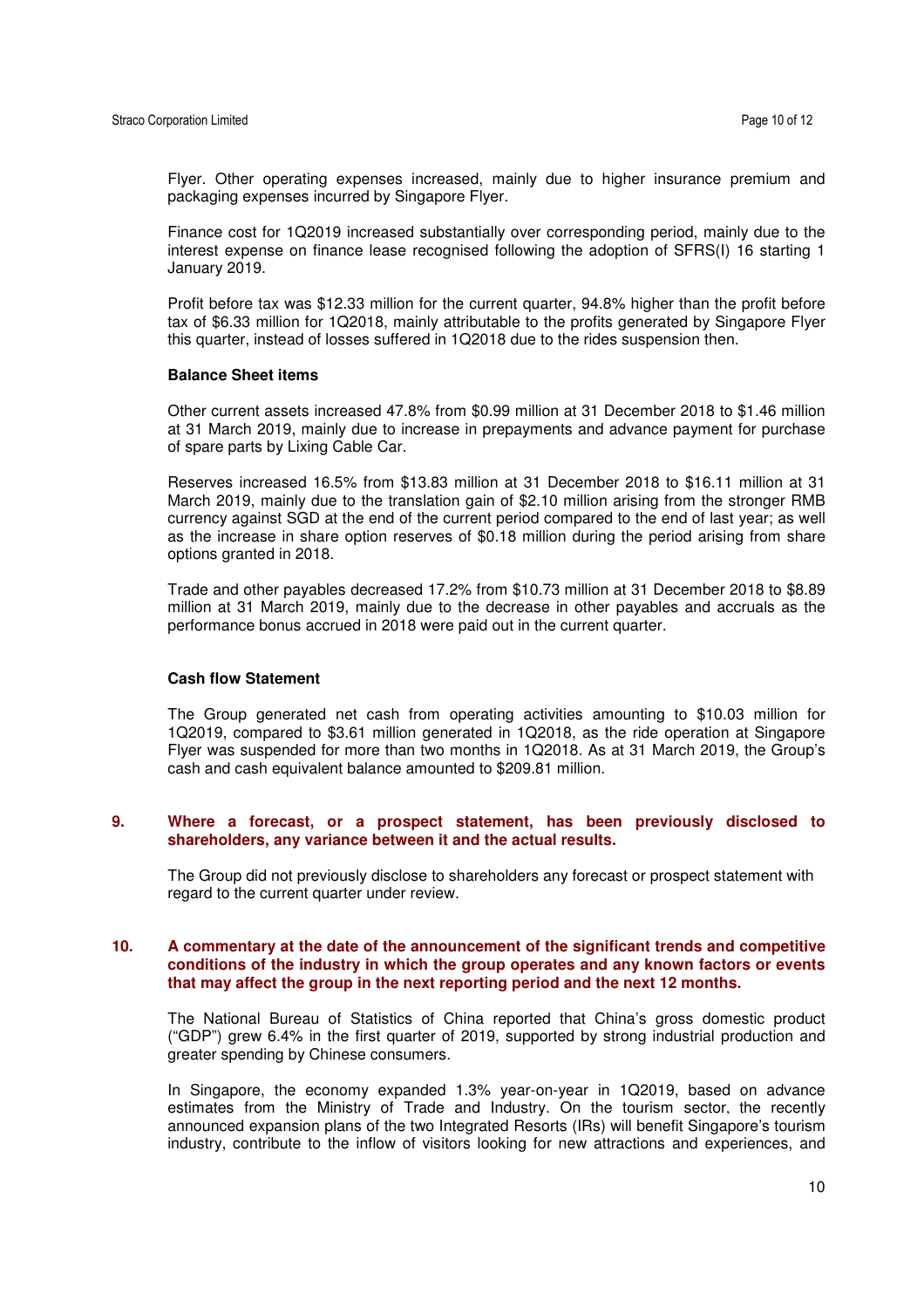Flyer. Other operating expenses increased, mainly due to higher insurance premium and packaging expenses incurred by Singapore Flyer.

Finance cost for 1Q2019 increased substantially over corresponding period, mainly due to the interest expense on finance lease recognised following the adoption of SFRS(I) 16 starting 1 January 2019.

Profit before tax was $12.33 million for the current quarter, 94.8% higher than the profit before tax of $6.33 million for 1Q2018, mainly attributable to the profits generated by Singapore Flyer this quarter, instead of losses suffered in 1Q2018 due to the rides suspension then.

**Balance Sheet items**

Other current assets increased 47.8% from $0.99 million at 31 December 2018 to $1.46 million at 31 March 2019, mainly due to increase in prepayments and advance payment for purchase of spare parts by Lixing Cable Car.

Reserves increased 16.5% from $13.83 million at 31 December 2018 to $16.11 million at 31 March 2019, mainly due to the translation gain of $2.10 million arising from the stronger RMB currency against SGD at the end of the current period compared to the end of last year; as well as the increase in share option reserves of $0.18 million during the period arising from share options granted in 2018.

Trade and other payables decreased 17.2% from $10.73 million at 31 December 2018 to $8.89 million at 31 March 2019, mainly due to the decrease in other payables and accruals as the performance bonus accrued in 2018 were paid out in the current quarter.

**Cash flow Statement**

The Group generated net cash from operating activities amounting to $10.03 million for 1Q2019, compared to $3.61 million generated in 1Q2018, as the ride operation at Singapore Flyer was suspended for more than two months in 1Q2018. As at 31 March 2019, the Group's cash and cash equivalent balance amounted to $209.81 million.

## 9. Where a forecast, or a prospect statement, has been previously disclosed to shareholders, any variance between it and the actual results.

The Group did not previously disclose to shareholders any forecast or prospect statement with regard to the current quarter under review.

## 10. A commentary at the date of the announcement of the significant trends and competitive conditions of the industry in which the group operates and any known factors or events that may affect the group in the next reporting period and the next 12 months.

The National Bureau of Statistics of China reported that China's gross domestic product ("GDP") grew 6.4% in the first quarter of 2019, supported by strong industrial production and greater spending by Chinese consumers.

In Singapore, the economy expanded 1.3% year-on-year in 1Q2019, based on advance estimates from the Ministry of Trade and Industry. On the tourism sector, the recently announced expansion plans of the two Integrated Resorts (IRs) will benefit Singapore's tourism industry, contribute to the inflow of visitors looking for new attractions and experiences, and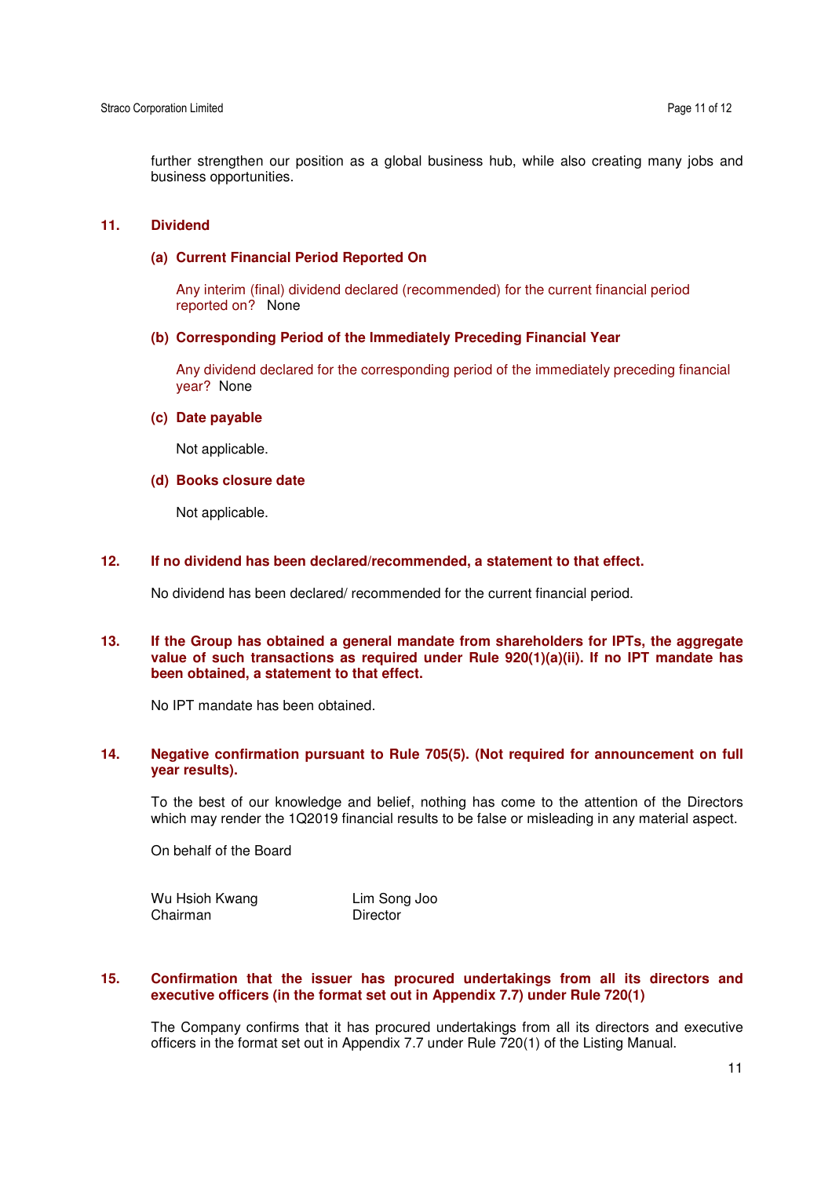further strengthen our position as a global business hub, while also creating many jobs and business opportunities.

## 11. Dividend

### (a) Current Financial Period Reported On

Any interim (final) dividend declared (recommended) for the current financial period reported on? None

### (b) Corresponding Period of the Immediately Preceding Financial Year

Any dividend declared for the corresponding period of the immediately preceding financial year? None

### (c) Date payable

Not applicable.

### (d) Books closure date

Not applicable.

## 12. If no dividend has been declared/recommended, a statement to that effect.

No dividend has been declared/ recommended for the current financial period.

## 13. If the Group has obtained a general mandate from shareholders for IPTs, the aggregate value of such transactions as required under Rule 920(1)(a)(ii). If no IPT mandate has been obtained, a statement to that effect.

No IPT mandate has been obtained.

## 14. Negative confirmation pursuant to Rule 705(5). (Not required for announcement on full year results).

To the best of our knowledge and belief, nothing has come to the attention of the Directors which may render the 1Q2019 financial results to be false or misleading in any material aspect.

On behalf of the Board

| Wu Hsioh Kwang | Lim Song Joo |
|---|---|
| Chairman | Director |

## 15. Confirmation that the issuer has procured undertakings from all its directors and executive officers (in the format set out in Appendix 7.7) under Rule 720(1)

The Company confirms that it has procured undertakings from all its directors and executive officers in the format set out in Appendix 7.7 under Rule 720(1) of the Listing Manual.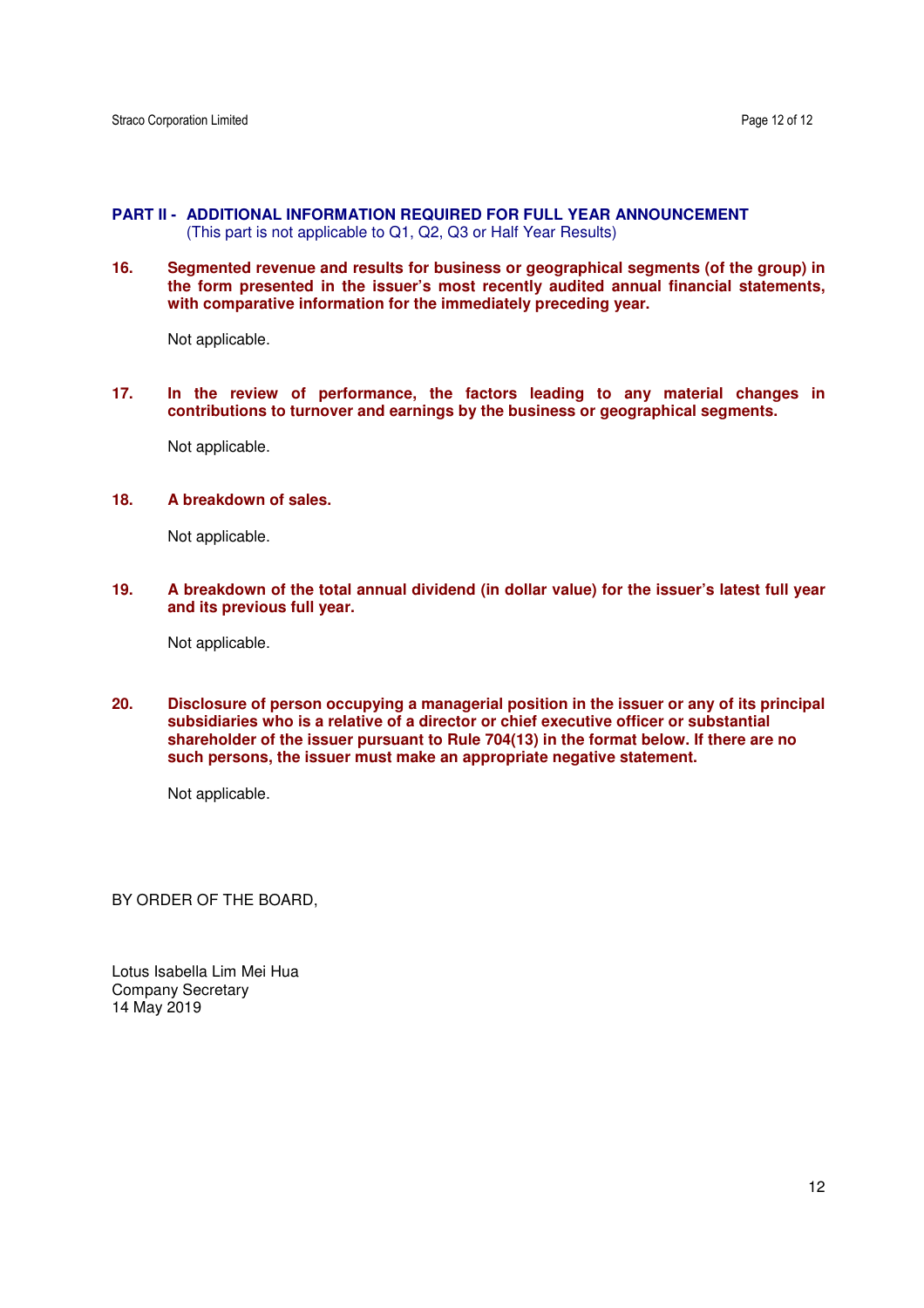## PART II - ADDITIONAL INFORMATION REQUIRED FOR FULL YEAR ANNOUNCEMENT

(This part is not applicable to Q1, Q2, Q3 or Half Year Results)

**16. Segmented revenue and results for business or geographical segments (of the group) in the form presented in the issuer's most recently audited annual financial statements, with comparative information for the immediately preceding year.**

Not applicable.

**17. In the review of performance, the factors leading to any material changes in contributions to turnover and earnings by the business or geographical segments.**

Not applicable.

**18. A breakdown of sales.**

Not applicable.

**19. A breakdown of the total annual dividend (in dollar value) for the issuer's latest full year and its previous full year.**

Not applicable.

**20. Disclosure of person occupying a managerial position in the issuer or any of its principal subsidiaries who is a relative of a director or chief executive officer or substantial shareholder of the issuer pursuant to Rule 704(13) in the format below. If there are no such persons, the issuer must make an appropriate negative statement.**

Not applicable.

BY ORDER OF THE BOARD,

Lotus Isabella Lim Mei Hua
Company Secretary
14 May 2019